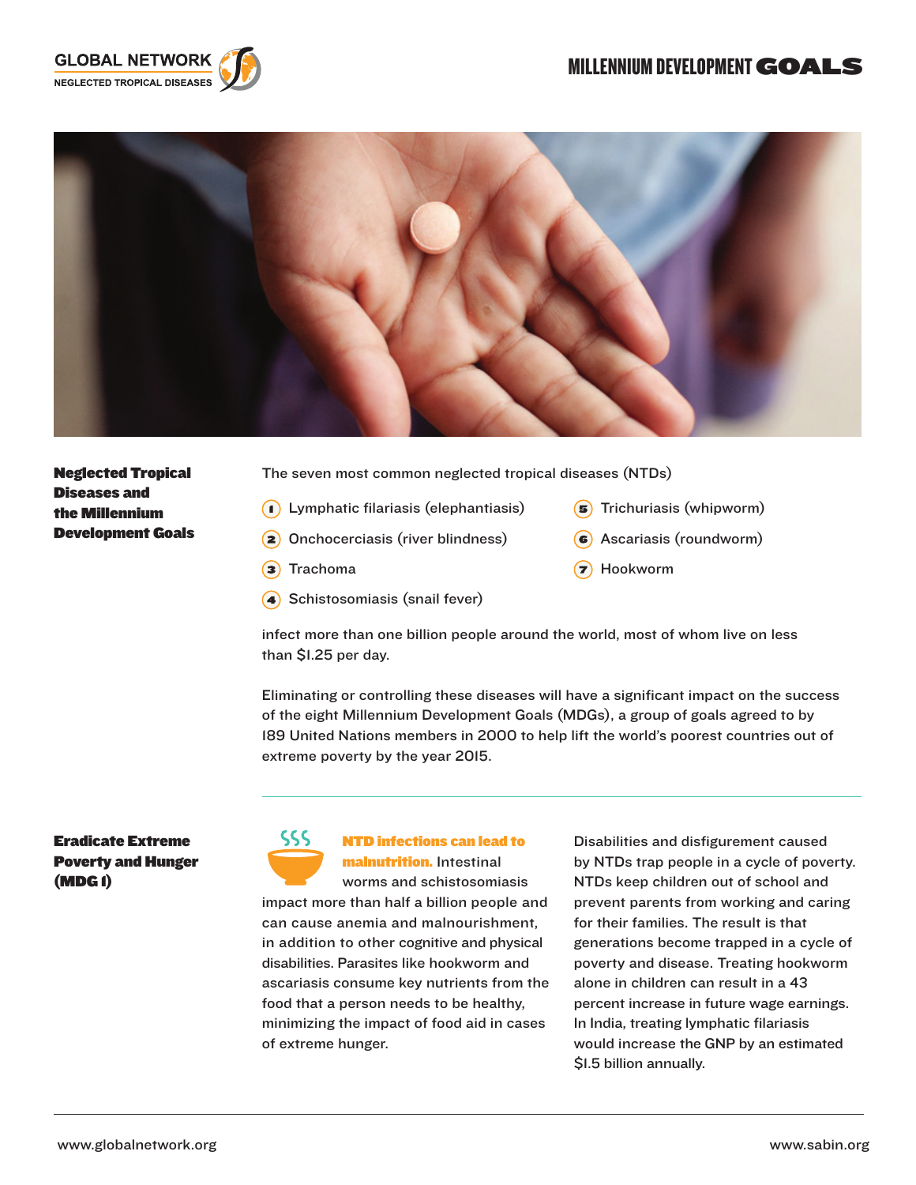GLOBAL NETWORK
NEGLECTED TROPICAL DISEASES

# MILLENNIUM DEVELOPMENT GOALS

## Neglected Tropical Diseases and the Millennium Development Goals

The seven most common neglected tropical diseases (NTDs)

1. Lymphatic filariasis (elephantiasis)
2. Onchocerciasis (river blindness)
3. Trachoma
4. Schistosomiasis (snail fever)
5. Trichuriasis (whipworm)
6. Ascariasis (roundworm)
7. Hookworm

infect more than one billion people around the world, most of whom live on less than $1.25 per day.

Eliminating or controlling these diseases will have a significant impact on the success of the eight Millennium Development Goals (MDGs), a group of goals agreed to by 189 United Nations members in 2000 to help lift the world's poorest countries out of extreme poverty by the year 2015.

## Eradicate Extreme Poverty and Hunger (MDG 1)

**NTD infections can lead to malnutrition.** Intestinal worms and schistosomiasis impact more than half a billion people and can cause anemia and malnourishment, in addition to other cognitive and physical disabilities. Parasites like hookworm and ascariasis consume key nutrients from the food that a person needs to be healthy, minimizing the impact of food aid in cases of extreme hunger.

Disabilities and disfigurement caused by NTDs trap people in a cycle of poverty. NTDs keep children out of school and prevent parents from working and caring for their families. The result is that generations become trapped in a cycle of poverty and disease. Treating hookworm alone in children can result in a 43 percent increase in future wage earnings. In India, treating lymphatic filariasis would increase the GNP by an estimated $1.5 billion annually.

www.globalnetwork.org

www.sabin.org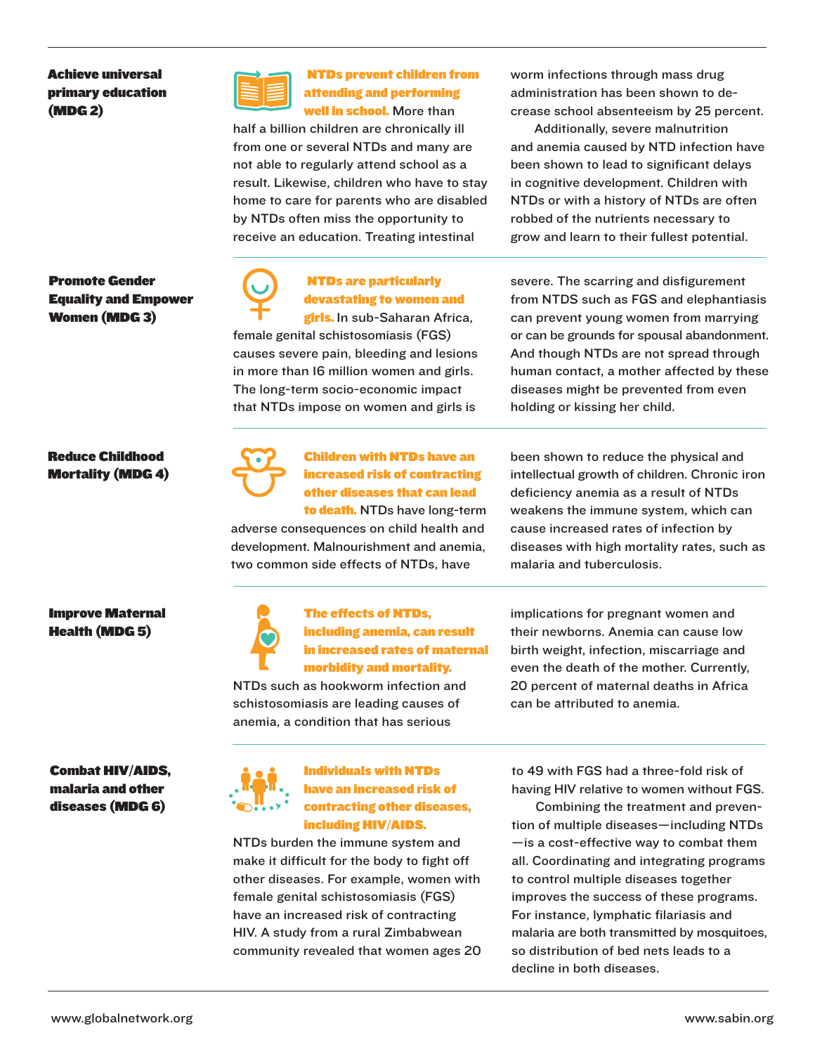### Achieve universal primary education (MDG 2)

**NTDs prevent children from attending and performing well in school.** More than half a billion children are chronically ill from one or several NTDs and many are not able to regularly attend school as a result. Likewise, children who have to stay home to care for parents who are disabled by NTDs often miss the opportunity to receive an education. Treating intestinal worm infections through mass drug administration has been shown to decrease school absenteeism by 25 percent.

Additionally, severe malnutrition and anemia caused by NTD infection have been shown to lead to significant delays in cognitive development. Children with NTDs or with a history of NTDs are often robbed of the nutrients necessary to grow and learn to their fullest potential.

### Promote Gender Equality and Empower Women (MDG 3)

**NTDs are particularly devastating to women and girls.** In sub-Saharan Africa, female genital schistosomiasis (FGS) causes severe pain, bleeding and lesions in more than 16 million women and girls. The long-term socio-economic impact that NTDs impose on women and girls is severe. The scarring and disfigurement from NTDS such as FGS and elephantiasis can prevent young women from marrying or can be grounds for spousal abandonment. And though NTDs are not spread through human contact, a mother affected by these diseases might be prevented from even holding or kissing her child.

### Reduce Childhood Mortality (MDG 4)

**Children with NTDs have an increased risk of contracting other diseases that can lead to death.** NTDs have long-term adverse consequences on child health and development. Malnourishment and anemia, two common side effects of NTDs, have been shown to reduce the physical and intellectual growth of children. Chronic iron deficiency anemia as a result of NTDs weakens the immune system, which can cause increased rates of infection by diseases with high mortality rates, such as malaria and tuberculosis.

### Improve Maternal Health (MDG 5)

**The effects of NTDs, including anemia, can result in increased rates of maternal morbidity and mortality.** NTDs such as hookworm infection and schistosomiasis are leading causes of anemia, a condition that has serious implications for pregnant women and their newborns. Anemia can cause low birth weight, infection, miscarriage and even the death of the mother. Currently, 20 percent of maternal deaths in Africa can be attributed to anemia.

### Combat HIV/AIDS, malaria and other diseases (MDG 6)

**Individuals with NTDs have an increased risk of contracting other diseases, including HIV/AIDS.** NTDs burden the immune system and make it difficult for the body to fight off other diseases. For example, women with female genital schistosomiasis (FGS) have an increased risk of contracting HIV. A study from a rural Zimbabwean community revealed that women ages 20 to 49 with FGS had a three-fold risk of having HIV relative to women without FGS.

Combining the treatment and prevention of multiple diseases—including NTDs—is a cost-effective way to combat them all. Coordinating and integrating programs to control multiple diseases together improves the success of these programs. For instance, lymphatic filariasis and malaria are both transmitted by mosquitoes, so distribution of bed nets leads to a decline in both diseases.

www.globalnetwork.org

www.sabin.org